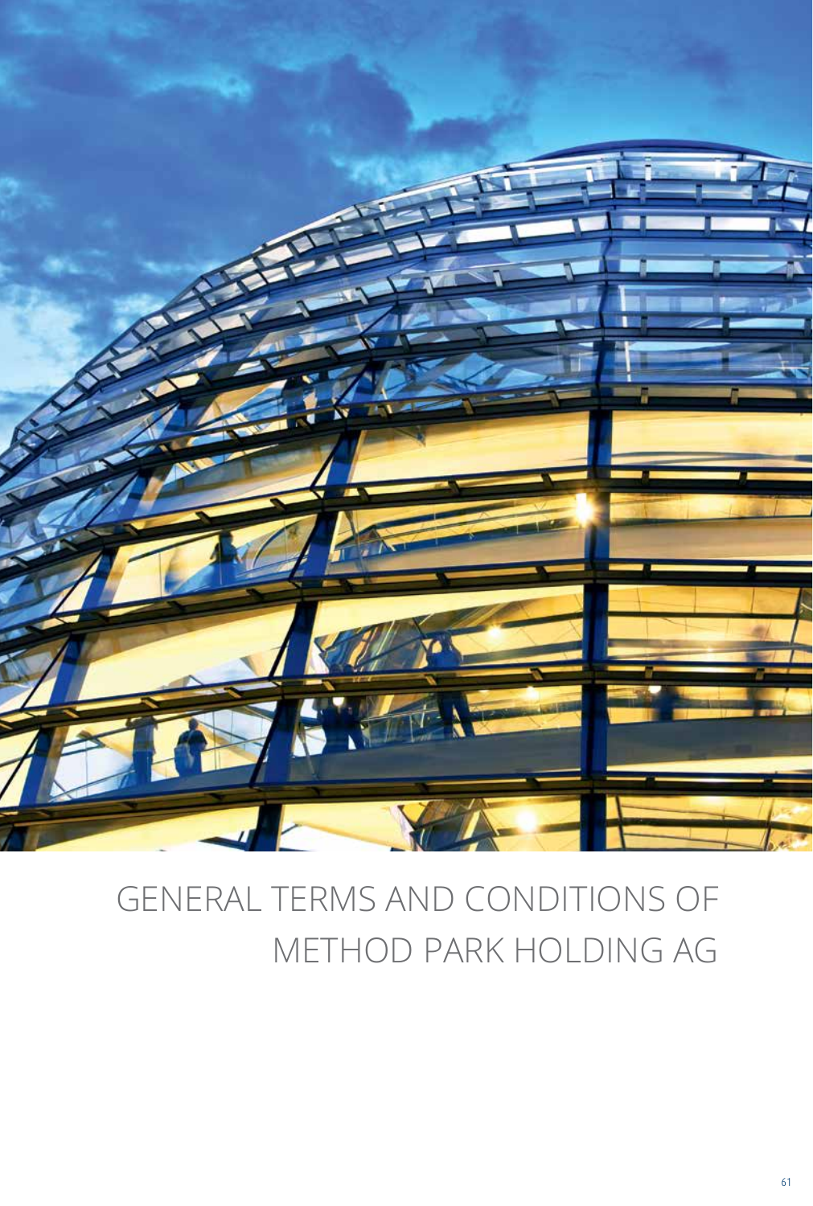# GENERAL TERMS AND CONDITIONS OF METHOD PARK HOLDING AG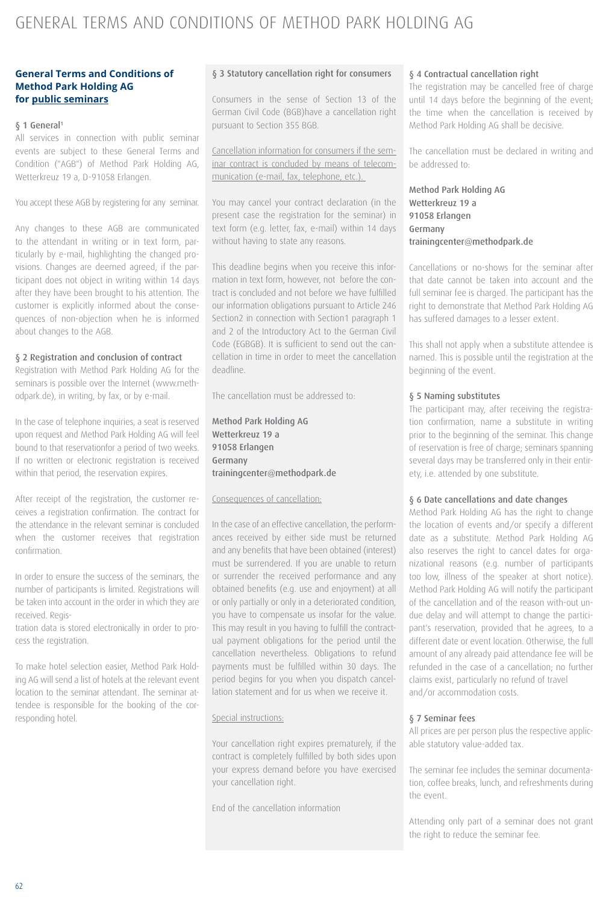# GENERAL TERMS AND CONDITIONS OF METHOD PARK HOLDING AG

**General Terms and Conditions of Method Park Holding AG for public seminars**

§ 1 General[1]

All services in connection with public seminar events are subject to these General Terms and Condition ("AGB") of Method Park Holding AG, Wetterkreuz 19 a, D-91058 Erlangen.

You accept these AGB by registering for any seminar.

Any changes to these AGB are communicated to the attendant in writing or in text form, particularly by e-mail, highlighting the changed provisions. Changes are deemed agreed, if the participant does not object in writing within 14 days after they have been brought to his attention. The customer is explicitly informed about the consequences of non-objection when he is informed about changes to the AGB.

§ 2 Registration and conclusion of contract

Registration with Method Park Holding AG for the seminars is possible over the Internet (www.methodpark.de), in writing, by fax, or by e-mail.

In the case of telephone inquiries, a seat is reserved upon request and Method Park Holding AG will feel bound to that reservationfor a period of two weeks. If no written or electronic registration is received within that period, the reservation expires.

After receipt of the registration, the customer receives a registration confirmation. The contract for the attendance in the relevant seminar is concluded when the customer receives that registration confirmation.

In order to ensure the success of the seminars, the number of participants is limited. Registrations will be taken into account in the order in which they are received. Registration data is stored electronically in order to process the registration.

To make hotel selection easier, Method Park Holding AG will send a list of hotels at the relevant event location to the seminar attendant. The seminar attendee is responsible for the booking of the corresponding hotel.

§ 3 Statutory cancellation right for consumers

Consumers in the sense of Section 13 of the German Civil Code (BGB)have a cancellation right pursuant to Section 355 BGB.

Cancellation information for consumers if the seminar contract is concluded by means of telecommunication (e-mail, fax, telephone, etc.).

You may cancel your contract declaration (in the present case the registration for the seminar) in text form (e.g. letter, fax, e-mail) within 14 days without having to state any reasons.

This deadline begins when you receive this information in text form, however, not before the contract is concluded and not before we have fulfilled our information obligations pursuant to Article 246 Section2 in connection with Section1 paragraph 1 and 2 of the Introductory Act to the German Civil Code (EGBGB). It is sufficient to send out the cancellation in time in order to meet the cancellation deadline.

The cancellation must be addressed to:

Method Park Holding AG
Wetterkreuz 19 a
91058 Erlangen
Germany
trainingcenter@methodpark.de

Consequences of cancellation:

In the case of an effective cancellation, the performances received by either side must be returned and any benefits that have been obtained (interest) must be surrendered. If you are unable to return or surrender the received performance and any obtained benefits (e.g. use and enjoyment) at all or only partially or only in a deteriorated condition, you have to compensate us insofar for the value. This may result in you having to fulfill the contractual payment obligations for the period until the cancellation nevertheless. Obligations to refund payments must be fulfilled within 30 days. The period begins for you when you dispatch cancellation statement and for us when we receive it.

Special instructions:

Your cancellation right expires prematurely, if the contract is completely fulfilled by both sides upon your express demand before you have exercised your cancellation right.

End of the cancellation information

§ 4 Contractual cancellation right

The registration may be cancelled free of charge until 14 days before the beginning of the event; the time when the cancellation is received by Method Park Holding AG shall be decisive.

The cancellation must be declared in writing and be addressed to:

Method Park Holding AG
Wetterkreuz 19 a
91058 Erlangen
Germany
trainingcenter@methodpark.de

Cancellations or no-shows for the seminar after that date cannot be taken into account and the full seminar fee is charged. The participant has the right to demonstrate that Method Park Holding AG has suffered damages to a lesser extent.

This shall not apply when a substitute attendee is named. This is possible until the registration at the beginning of the event.

§ 5 Naming substitutes

The participant may, after receiving the registration confirmation, name a substitute in writing prior to the beginning of the seminar. This change of reservation is free of charge; seminars spanning several days may be transferred only in their entirety, i.e. attended by one substitute.

§ 6 Date cancellations and date changes

Method Park Holding AG has the right to change the location of events and/or specify a different date as a substitute. Method Park Holding AG also reserves the right to cancel dates for organizational reasons (e.g. number of participants too low, illness of the speaker at short notice). Method Park Holding AG will notify the participant of the cancellation and of the reason with-out undue delay and will attempt to change the participant's reservation, provided that he agrees, to a different date or event location. Otherwise, the full amount of any already paid attendance fee will be refunded in the case of a cancellation; no further claims exist, particularly no refund of travel and/or accommodation costs.

§ 7 Seminar fees

All prices are per person plus the respective applicable statutory value-added tax.

The seminar fee includes the seminar documentation, coffee breaks, lunch, and refreshments during the event.

Attending only part of a seminar does not grant the right to reduce the seminar fee.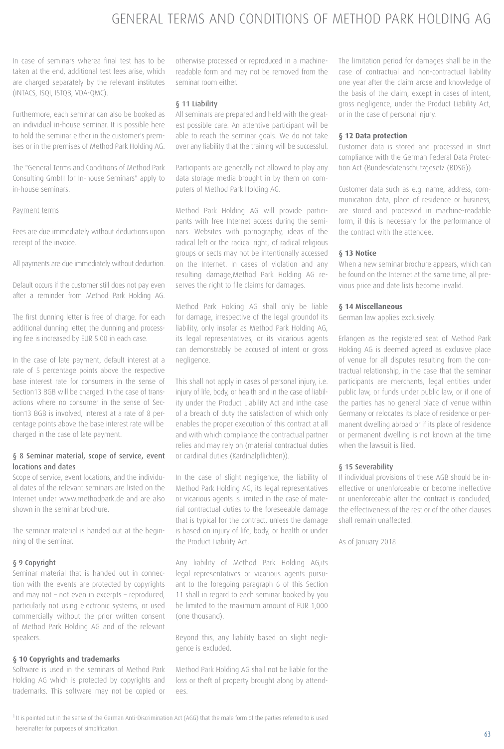In case of seminars wherea final test has to be taken at the end, additional test fees arise, which are charged separately by the relevant institutes (iNTACS, ISQI, ISTQB, VDA-QMC).

Furthermore, each seminar can also be booked as an individual in-house seminar. It is possible here to hold the seminar either in the customer's premises or in the premises of Method Park Holding AG.

The "General Terms and Conditions of Method Park Consulting GmbH for In-house Seminars" apply to in-house seminars.

Payment terms

Fees are due immediately without deductions upon receipt of the invoice.

All payments are due immediately without deduction.

Default occurs if the customer still does not pay even after a reminder from Method Park Holding AG.

The first dunning letter is free of charge. For each additional dunning letter, the dunning and processing fee is increased by EUR 5.00 in each case.

In the case of late payment, default interest at a rate of 5 percentage points above the respective base interest rate for consumers in the sense of Section13 BGB will be charged. In the case of transactions where no consumer in the sense of Section13 BGB is involved, interest at a rate of 8 percentage points above the base interest rate will be charged in the case of late payment.

### § 8 Seminar material, scope of service, event locations and dates

Scope of service, event locations, and the individual dates of the relevant seminars are listed on the Internet under www.methodpark.de and are also shown in the seminar brochure.

The seminar material is handed out at the beginning of the seminar.

### § 9 Copyright

Seminar material that is handed out in connection with the events are protected by copyrights and may not – not even in excerpts – reproduced, particularly not using electronic systems, or used commercially without the prior written consent of Method Park Holding AG and of the relevant speakers.

### § 10 Copyrights and trademarks

Software is used in the seminars of Method Park Holding AG which is protected by copyrights and trademarks. This software may not be copied or otherwise processed or reproduced in a machine-readable form and may not be removed from the seminar room either.

### § 11 Liability

All seminars are prepared and held with the greatest possible care. An attentive participant will be able to reach the seminar goals. We do not take over any liability that the training will be successful.

Participants are generally not allowed to play any data storage media brought in by them on computers of Method Park Holding AG.

Method Park Holding AG will provide participants with free Internet access during the seminars. Websites with pornography, ideas of the radical left or the radical right, of radical religious groups or sects may not be intentionally accessed on the Internet. In cases of violation and any resulting damage,Method Park Holding AG reserves the right to file claims for damages.

Method Park Holding AG shall only be liable for damage, irrespective of the legal groundof its liability, only insofar as Method Park Holding AG, its legal representatives, or its vicarious agents can demonstrably be accused of intent or gross negligence.

This shall not apply in cases of personal injury, i.e. injury of life, body, or health and in the case of liability under the Product Liability Act and inthe case of a breach of duty the satisfaction of which only enables the proper execution of this contract at all and with which compliance the contractual partner relies and may rely on (material contractual duties or cardinal duties (Kardinalpflichten)).

In the case of slight negligence, the liability of Method Park Holding AG, its legal representatives or vicarious agents is limited in the case of material contractual duties to the foreseeable damage that is typical for the contract, unless the damage is based on injury of life, body, or health or under the Product Liability Act.

Any liability of Method Park Holding AG,its legal representatives or vicarious agents pursuant to the foregoing paragraph 6 of this Section 11 shall in regard to each seminar booked by you be limited to the maximum amount of EUR 1,000 (one thousand).

Beyond this, any liability based on slight negligence is excluded.

Method Park Holding AG shall not be liable for the loss or theft of property brought along by attendees.

The limitation period for damages shall be in the case of contractual and non-contractual liability one year after the claim arose and knowledge of the basis of the claim, except in cases of intent, gross negligence, under the Product Liability Act, or in the case of personal injury.

### § 12 Data protection

Customer data is stored and processed in strict compliance with the German Federal Data Protection Act (Bundesdatenschutzgesetz (BDSG)).

Customer data such as e.g. name, address, communication data, place of residence or business, are stored and processed in machine-readable form, if this is necessary for the performance of the contract with the attendee.

### § 13 Notice

When a new seminar brochure appears, which can be found on the Internet at the same time, all previous price and date lists become invalid.

### § 14 Miscellaneous

German law applies exclusively.

Erlangen as the registered seat of Method Park Holding AG is deemed agreed as exclusive place of venue for all disputes resulting from the contractual relationship, in the case that the seminar participants are merchants, legal entities under public law, or funds under public law, or if one of the parties has no general place of venue within Germany or relocates its place of residence or permanent dwelling abroad or if its place of residence or permanent dwelling is not known at the time when the lawsuit is filed.

### § 15 Severability

If individual provisions of these AGB should be ineffective or unenforceable or become ineffective or unenforceable after the contract is concluded, the effectiveness of the rest or of the other clauses shall remain unaffected.

As of January 2018

[1] It is pointed out in the sense of the German Anti-Discrimination Act (AGG) that the male form of the parties referred to is used hereinafter for purposes of simplification.